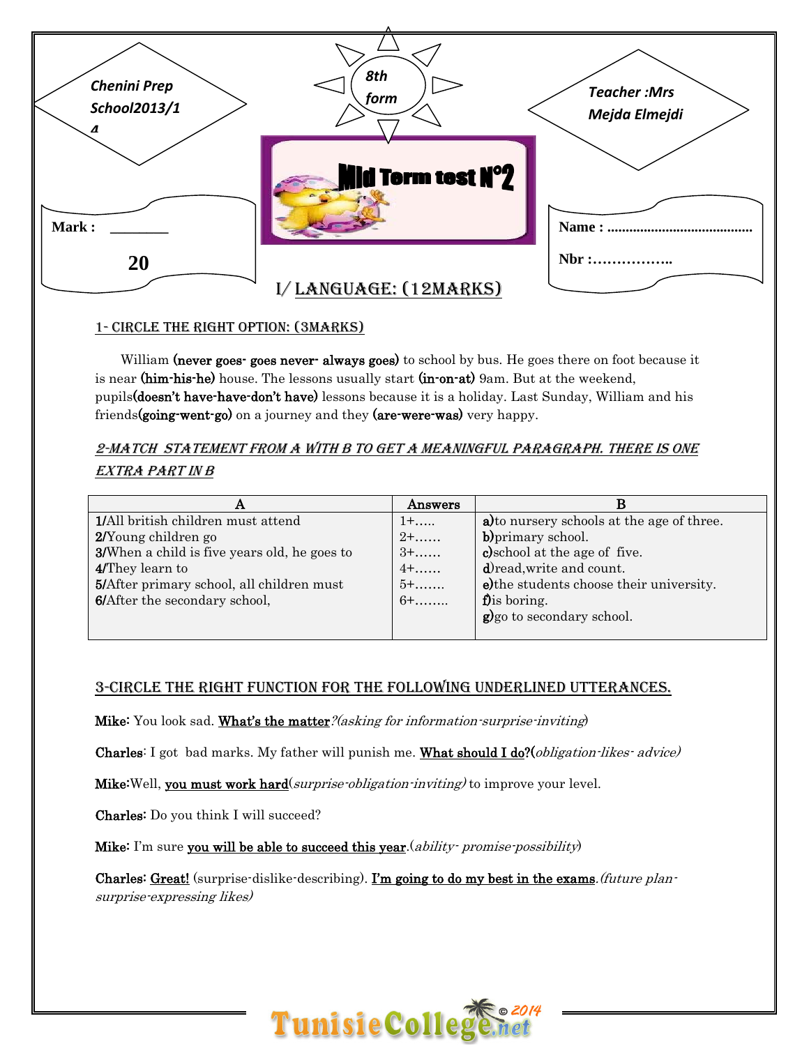Chenini Prep School2013/14

8th form

Teacher :Mrs Mejda Elmejdi

Mid Term test N°2

Mark : ________ 20

Name : .......................................

Nbr :……………..

# I/ Language: (12marks)

## 1- Circle the right option: (3marks)

William **(never goes- goes never- always goes)** to school by bus. He goes there on foot because it is near **(him-his-he)** house. The lessons usually start **(in-on-at)** 9am. But at the weekend, pupils**(doesn't have-have-don't have)** lessons because it is a holiday. Last Sunday, William and his friends**(going-went-go)** on a journey and they **(are-were-was)** very happy.

## *2-Match statement from A with B to get a meaningful paragraph. There is one extra part in B*

| A | Answers | B |
|---|---|---|
| **1/**All british children must attend | 1+….. | **a)**to nursery schools at the age of three. |
| **2/**Young children go | 2+…… | **b)**primary school. |
| **3/**When a child is five years old, he goes to | 3+…… | **c)**school at the age of five. |
| **4/**They learn to | 4+…… | **d)**read,write and count. |
| **5/**After primary school, all children must | 5+……. | **e)**the students choose their university. |
| **6/**After the secondary school, | 6+…….. | **f)**is boring. |
| | | **g)**go to secondary school. |

## 3-Circle the right function for the following underlined utterances.

**Mike:** You look sad. <u>What's the matter</u>?*(asking for information-surprise-inviting)*

**Charles**: I got bad marks. My father will punish me. <u>What should I do?</u>(*obligation-likes- advice)*

**Mike:**Well, <u>you must work hard</u>(*surprise-obligation-inviting)* to improve your level.

**Charles:** Do you think I will succeed?

**Mike:** I'm sure <u>you will be able to succeed this year</u>.(*ability- promise-possibility*)

**Charles:** <u>Great!</u> (surprise-dislike-describing). <u>I'm going to do my best in the exams</u>.*(future plan-surprise-expressing likes)*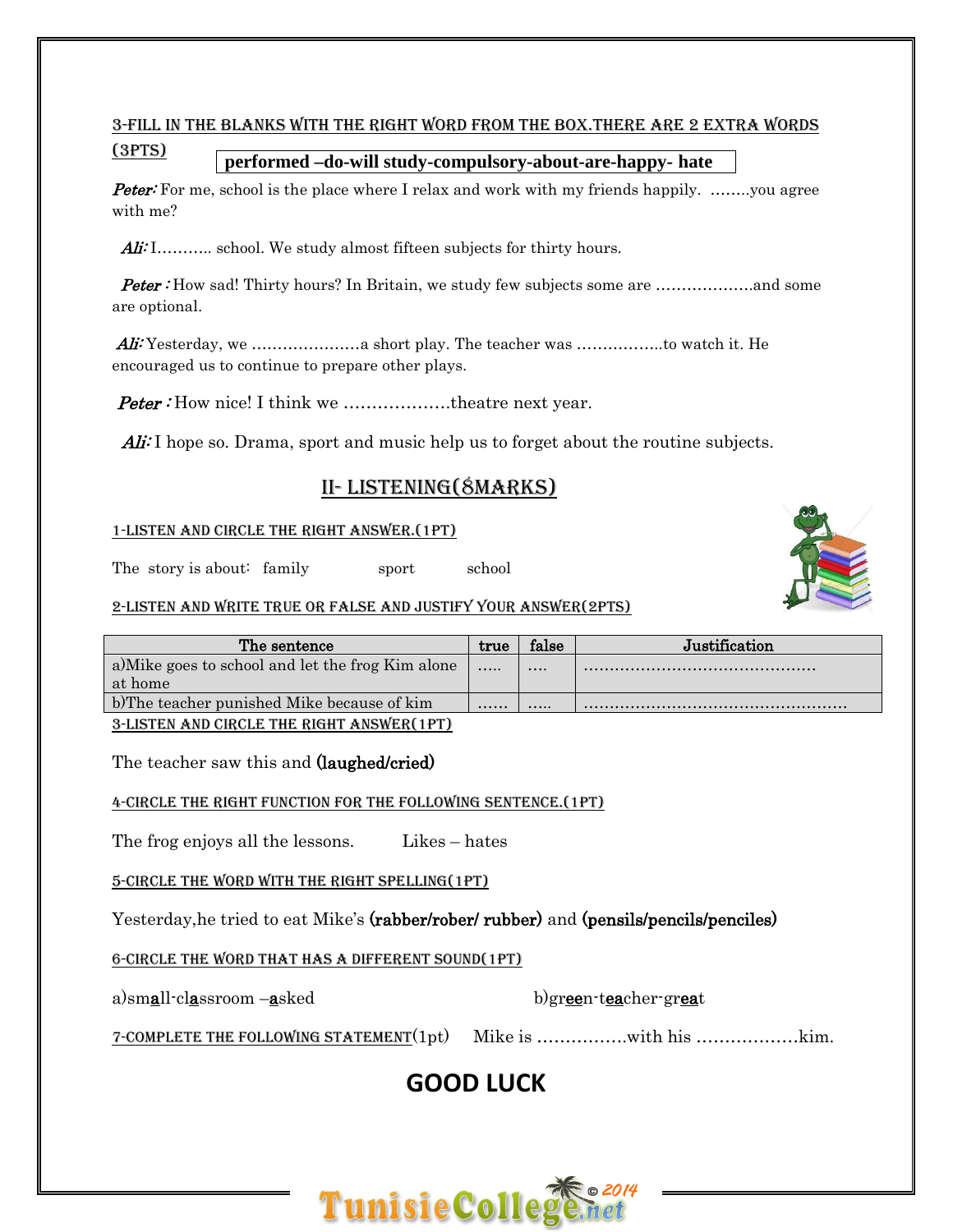### 3-Fill in the blanks with the right word from the box.There are 2 extra words (3pts)

| performed –do-will study-compulsory-about-are-happy- hate |
|---|

***Peter:*** For me, school is the place where I relax and work with my friends happily. ……..you agree with me?

***Ali:*** I……….. school. We study almost fifteen subjects for thirty hours.

***Peter :*** How sad! Thirty hours? In Britain, we study few subjects some are ……………….and some are optional.

***Ali:*** Yesterday, we …………………a short play. The teacher was ……………..to watch it. He encouraged us to continue to prepare other plays.

***Peter :*** How nice! I think we ……………….theatre next year.

***Ali:*** I hope so. Drama, sport and music help us to forget about the routine subjects.

## II- Listening(8marks)

### 1-Listen and circle the right answer.(1pt)

The story is about: family sport school

### 2-Listen and write true or false and justify your answer(2pts)

| The sentence | true | false | Justification |
|---|---|---|---|
| a)Mike goes to school and let the frog Kim alone at home | ….. | …. | ……………………………………… |
| b)The teacher punished Mike because of kim | …… | ….. | …………………………………………… |

### 3-Listen and circle the right answer(1pt)

The teacher saw this and **(laughed/cried)**

### 4-Circle the right function for the following sentence.(1pt)

The frog enjoys all the lessons. Likes – hates

### 5-Circle the word with the right spelling(1pt)

Yesterday,he tried to eat Mike's **(rabber/rober/ rubber)** and **(pensils/pencils/penciles)**

### 6-Circle the word that has a different sound(1pt)

a)sm**a**ll-cl**a**ssroom –**a**sked b)gr**ee**n-t**ea**cher-gr**ea**t

**7-Complete the following statement**(1pt) Mike is …………….with his ………………kim.

## GOOD LUCK